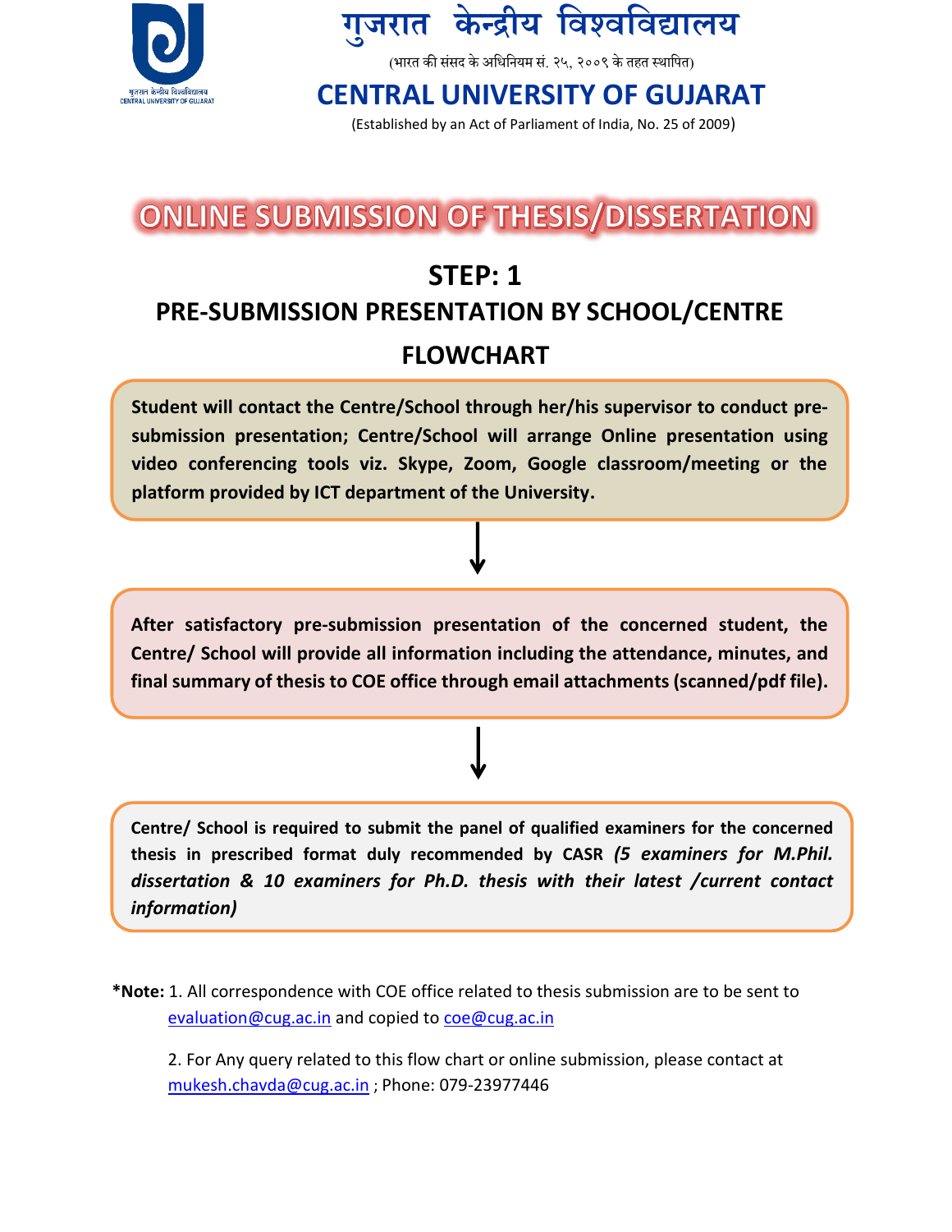# गुजरात केन्द्रीय विश्वविद्यालय

(भारत की संसद के अधिनियम सं. २५, २००९ के तहत स्थापित)

# CENTRAL UNIVERSITY OF GUJARAT

(Established by an Act of Parliament of India, No. 25 of 2009)

## ONLINE SUBMISSION OF THESIS/DISSERTATION

## STEP: 1

## PRE-SUBMISSION PRESENTATION BY SCHOOL/CENTRE

## FLOWCHART

**Student will contact the Centre/School through her/his supervisor to conduct pre-submission presentation; Centre/School will arrange Online presentation using video conferencing tools viz. Skype, Zoom, Google classroom/meeting or the platform provided by ICT department of the University.**

↓

**After satisfactory pre-submission presentation of the concerned student, the Centre/ School will provide all information including the attendance, minutes, and final summary of thesis to COE office through email attachments (scanned/pdf file).**

↓

**Centre/ School is required to submit the panel of qualified examiners for the concerned thesis in prescribed format duly recommended by CASR *(5 examiners for M.Phil. dissertation & 10 examiners for Ph.D. thesis with their latest /current contact information)***

**\*Note:** 1. All correspondence with COE office related to thesis submission are to be sent to evaluation@cug.ac.in and copied to coe@cug.ac.in

2. For Any query related to this flow chart or online submission, please contact at mukesh.chavda@cug.ac.in ; Phone: 079-23977446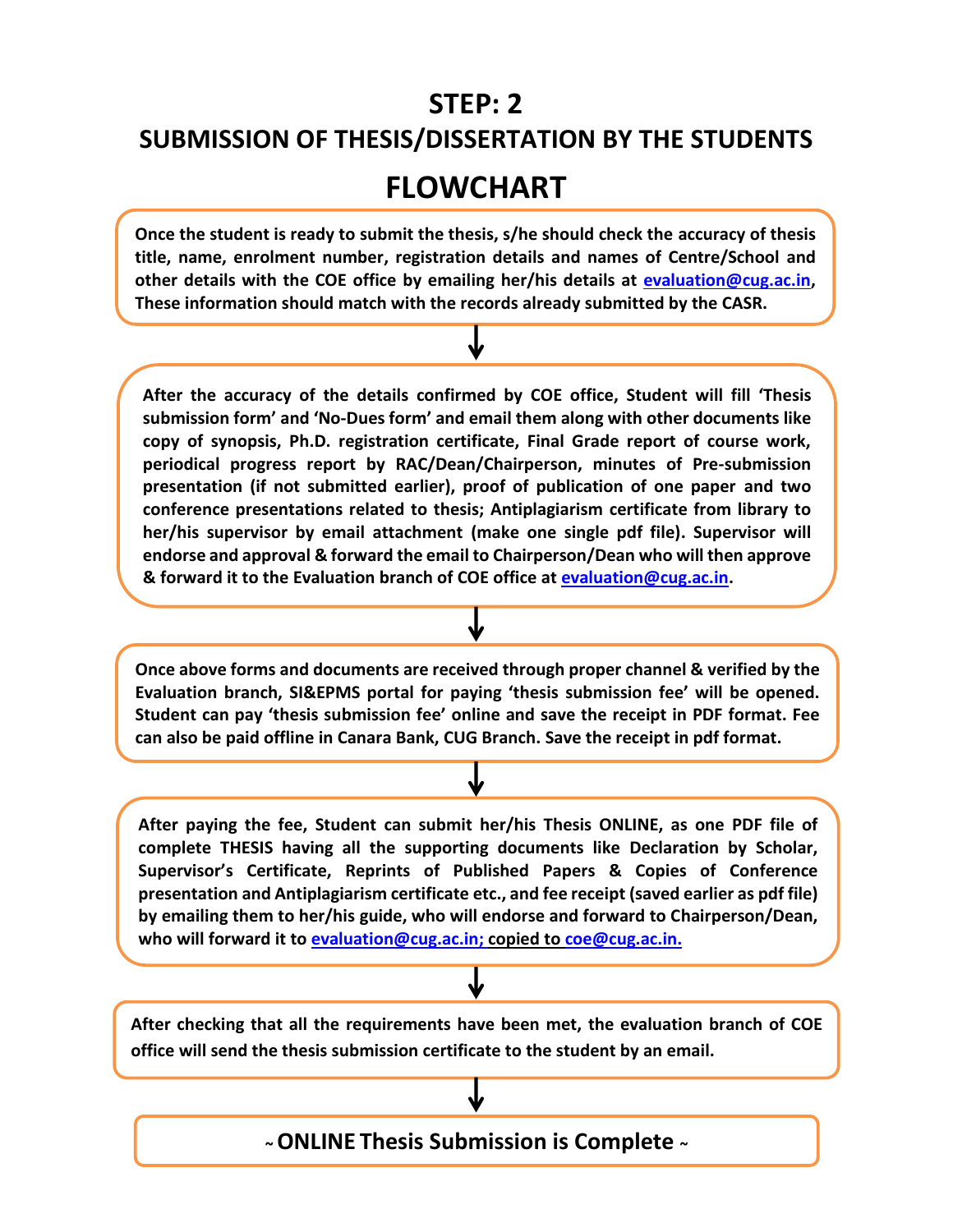# STEP: 2

## SUBMISSION OF THESIS/DISSERTATION BY THE STUDENTS

## FLOWCHART

**Once the student is ready to submit the thesis, s/he should check the accuracy of thesis title, name, enrolment number, registration details and names of Centre/School and other details with the COE office by emailing her/his details at evaluation@cug.ac.in, These information should match with the records already submitted by the CASR.**

↓

**After the accuracy of the details confirmed by COE office, Student will fill 'Thesis submission form' and 'No-Dues form' and email them along with other documents like copy of synopsis, Ph.D. registration certificate, Final Grade report of course work, periodical progress report by RAC/Dean/Chairperson, minutes of Pre-submission presentation (if not submitted earlier), proof of publication of one paper and two conference presentations related to thesis; Antiplagiarism certificate from library to her/his supervisor by email attachment (make one single pdf file). Supervisor will endorse and approval & forward the email to Chairperson/Dean who will then approve & forward it to the Evaluation branch of COE office at evaluation@cug.ac.in.**

↓

**Once above forms and documents are received through proper channel & verified by the Evaluation branch, SI&EPMS portal for paying 'thesis submission fee' will be opened. Student can pay 'thesis submission fee' online and save the receipt in PDF format. Fee can also be paid offline in Canara Bank, CUG Branch. Save the receipt in pdf format.**

↓

**After paying the fee, Student can submit her/his Thesis ONLINE, as one PDF file of complete THESIS having all the supporting documents like Declaration by Scholar, Supervisor's Certificate, Reprints of Published Papers & Copies of Conference presentation and Antiplagiarism certificate etc., and fee receipt (saved earlier as pdf file) by emailing them to her/his guide, who will endorse and forward to Chairperson/Dean, who will forward it to evaluation@cug.ac.in; copied to coe@cug.ac.in.**

↓

**After checking that all the requirements have been met, the evaluation branch of COE office will send the thesis submission certificate to the student by an email.**

↓

**~ ONLINE Thesis Submission is Complete ~**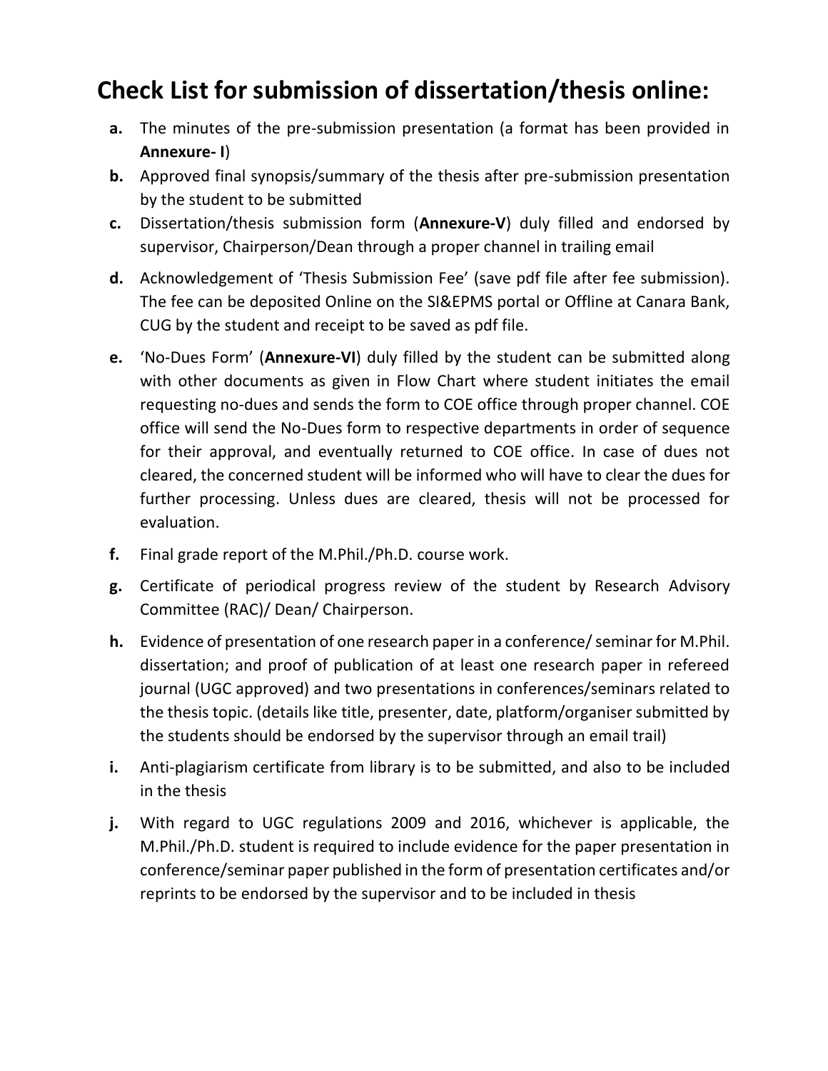## Check List for submission of dissertation/thesis online:

**a.** The minutes of the pre-submission presentation (a format has been provided in **Annexure- I**)

**b.** Approved final synopsis/summary of the thesis after pre-submission presentation by the student to be submitted

**c.** Dissertation/thesis submission form (**Annexure-V**) duly filled and endorsed by supervisor, Chairperson/Dean through a proper channel in trailing email

**d.** Acknowledgement of 'Thesis Submission Fee' (save pdf file after fee submission). The fee can be deposited Online on the SI&EPMS portal or Offline at Canara Bank, CUG by the student and receipt to be saved as pdf file.

**e.** 'No-Dues Form' (**Annexure-VI**) duly filled by the student can be submitted along with other documents as given in Flow Chart where student initiates the email requesting no-dues and sends the form to COE office through proper channel. COE office will send the No-Dues form to respective departments in order of sequence for their approval, and eventually returned to COE office. In case of dues not cleared, the concerned student will be informed who will have to clear the dues for further processing. Unless dues are cleared, thesis will not be processed for evaluation.

**f.** Final grade report of the M.Phil./Ph.D. course work.

**g.** Certificate of periodical progress review of the student by Research Advisory Committee (RAC)/ Dean/ Chairperson.

**h.** Evidence of presentation of one research paper in a conference/ seminar for M.Phil. dissertation; and proof of publication of at least one research paper in refereed journal (UGC approved) and two presentations in conferences/seminars related to the thesis topic. (details like title, presenter, date, platform/organiser submitted by the students should be endorsed by the supervisor through an email trail)

**i.** Anti-plagiarism certificate from library is to be submitted, and also to be included in the thesis

**j.** With regard to UGC regulations 2009 and 2016, whichever is applicable, the M.Phil./Ph.D. student is required to include evidence for the paper presentation in conference/seminar paper published in the form of presentation certificates and/or reprints to be endorsed by the supervisor and to be included in thesis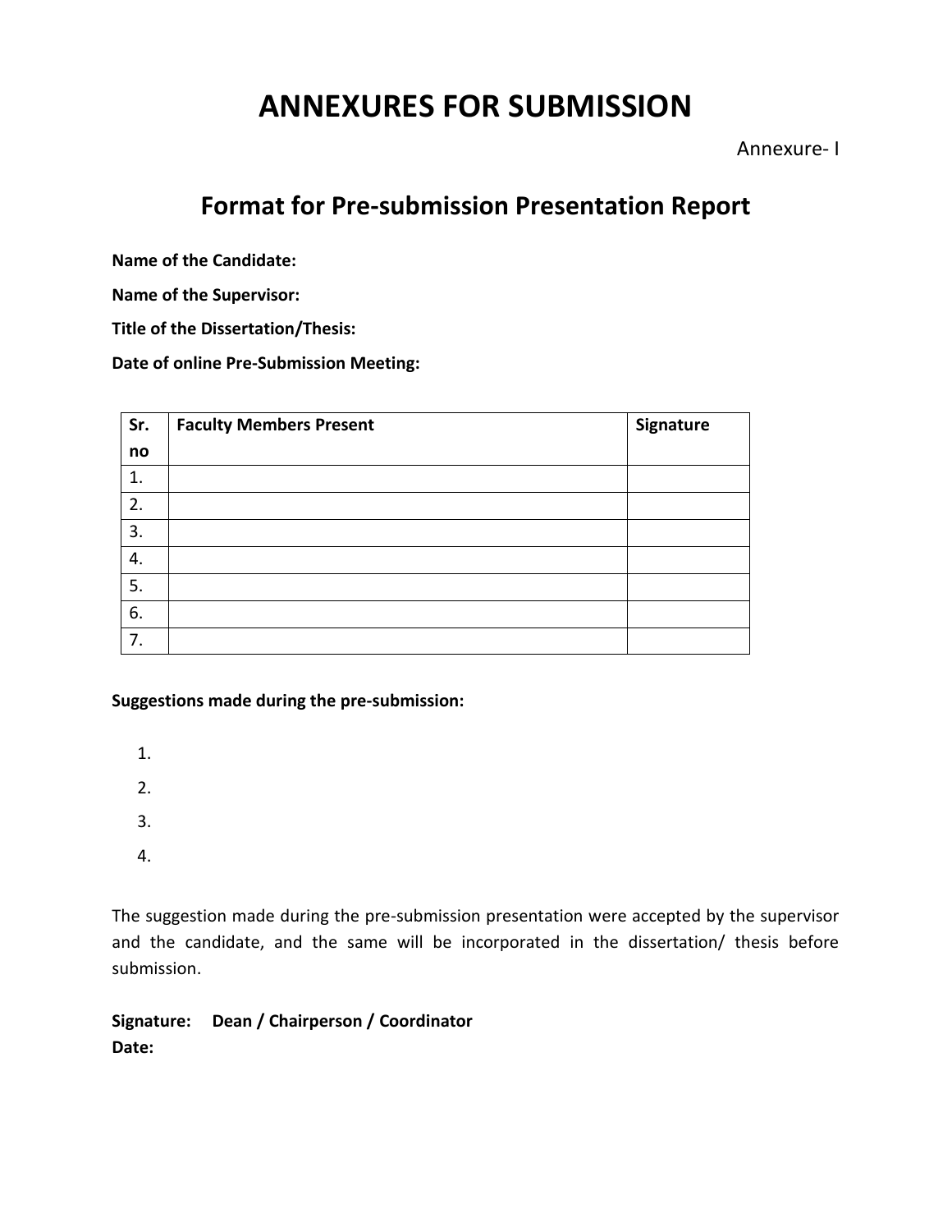# ANNEXURES FOR SUBMISSION

Annexure- I

## Format for Pre-submission Presentation Report

**Name of the Candidate:**

**Name of the Supervisor:**

**Title of the Dissertation/Thesis:**

**Date of online Pre-Submission Meeting:**

| Sr. no | Faculty Members Present | Signature |
|---|---|---|
| 1. | | |
| 2. | | |
| 3. | | |
| 4. | | |
| 5. | | |
| 6. | | |
| 7. | | |

**Suggestions made during the pre-submission:**

1.
2.
3.
4.

The suggestion made during the pre-submission presentation were accepted by the supervisor and the candidate, and the same will be incorporated in the dissertation/ thesis before submission.

**Signature: Dean / Chairperson / Coordinator**
**Date:**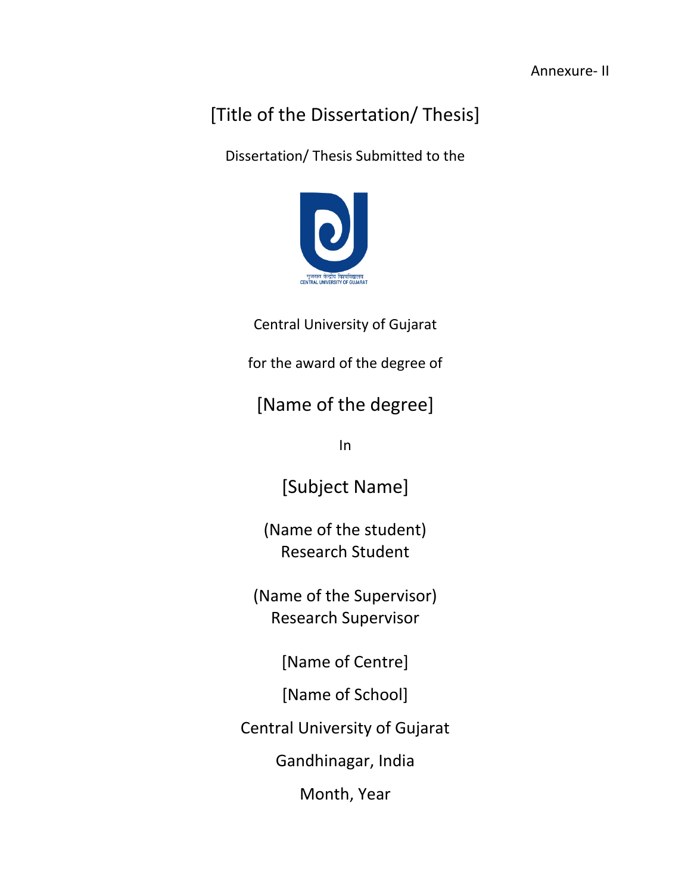Annexure- II

# [Title of the Dissertation/ Thesis]

Dissertation/ Thesis Submitted to the

Central University of Gujarat

for the award of the degree of

## [Name of the degree]

In

## [Subject Name]

(Name of the student)
Research Student

(Name of the Supervisor)
Research Supervisor

[Name of Centre]

[Name of School]

Central University of Gujarat

Gandhinagar, India

Month, Year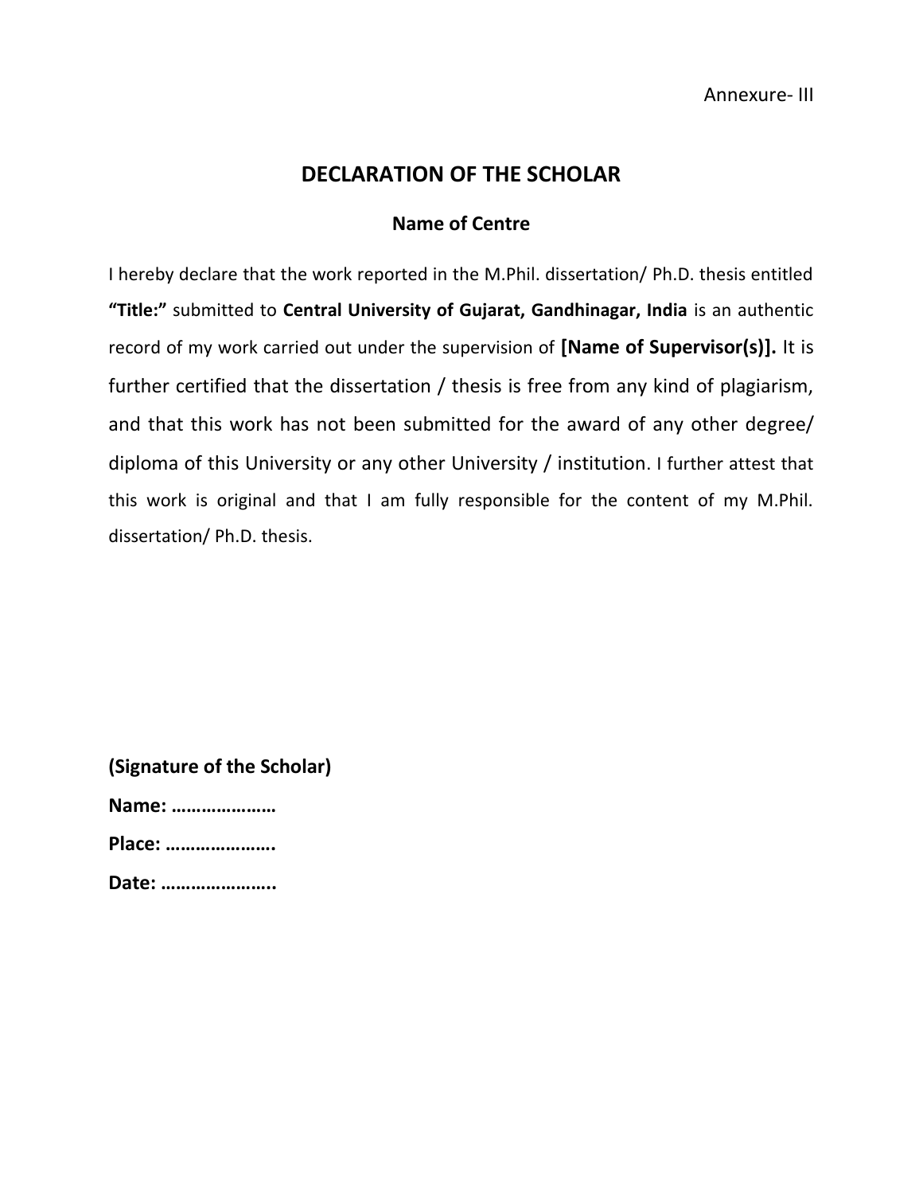Annexure- III

# DECLARATION OF THE SCHOLAR

## Name of Centre

I hereby declare that the work reported in the M.Phil. dissertation/ Ph.D. thesis entitled **"Title:"** submitted to **Central University of Gujarat, Gandhinagar, India** is an authentic record of my work carried out under the supervision of **[Name of Supervisor(s)].** It is further certified that the dissertation / thesis is free from any kind of plagiarism, and that this work has not been submitted for the award of any other degree/ diploma of this University or any other University / institution. I further attest that this work is original and that I am fully responsible for the content of my M.Phil. dissertation/ Ph.D. thesis.

**(Signature of the Scholar)**

**Name: …………………**

**Place: ………………….**

**Date: …………………..**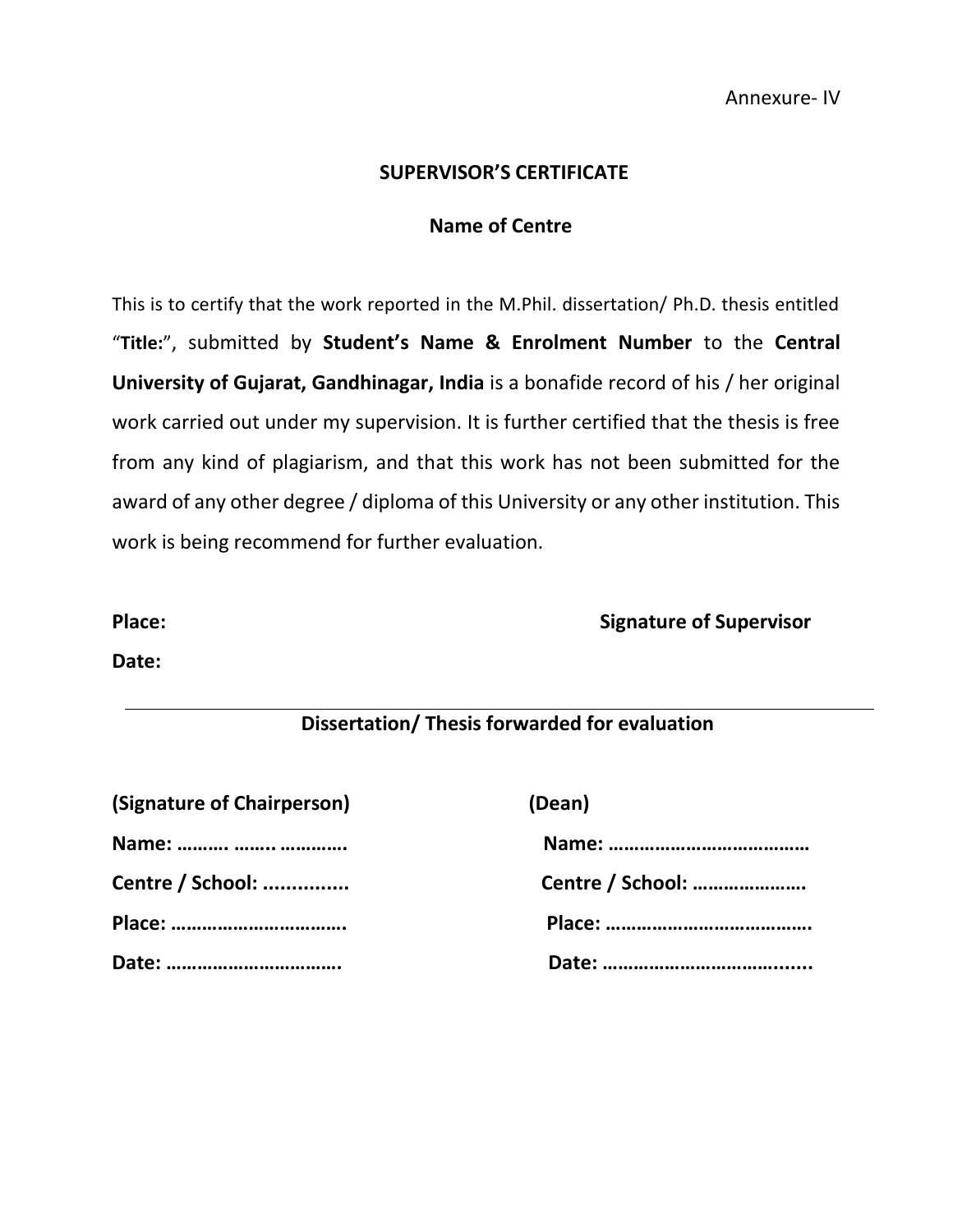Annexure- IV

## SUPERVISOR'S CERTIFICATE

### Name of Centre

This is to certify that the work reported in the M.Phil. dissertation/ Ph.D. thesis entitled "**Title:**", submitted by **Student's Name & Enrolment Number** to the **Central University of Gujarat, Gandhinagar, India** is a bonafide record of his / her original work carried out under my supervision. It is further certified that the thesis is free from any kind of plagiarism, and that this work has not been submitted for the award of any other degree / diploma of this University or any other institution. This work is being recommend for further evaluation.

**Place:** **Signature of Supervisor**

**Date:**

---

### Dissertation/ Thesis forwarded for evaluation

**(Signature of Chairperson)**

**Name: ………. …….. ………….**

**Centre / School: ...............**

**Place: …………………………….**

**Date: …………………………….**

**(Dean)**

**Name: ……………………………….**

**Centre / School: ………………….**

**Place: ………………………………….**

**Date: …………………………….......**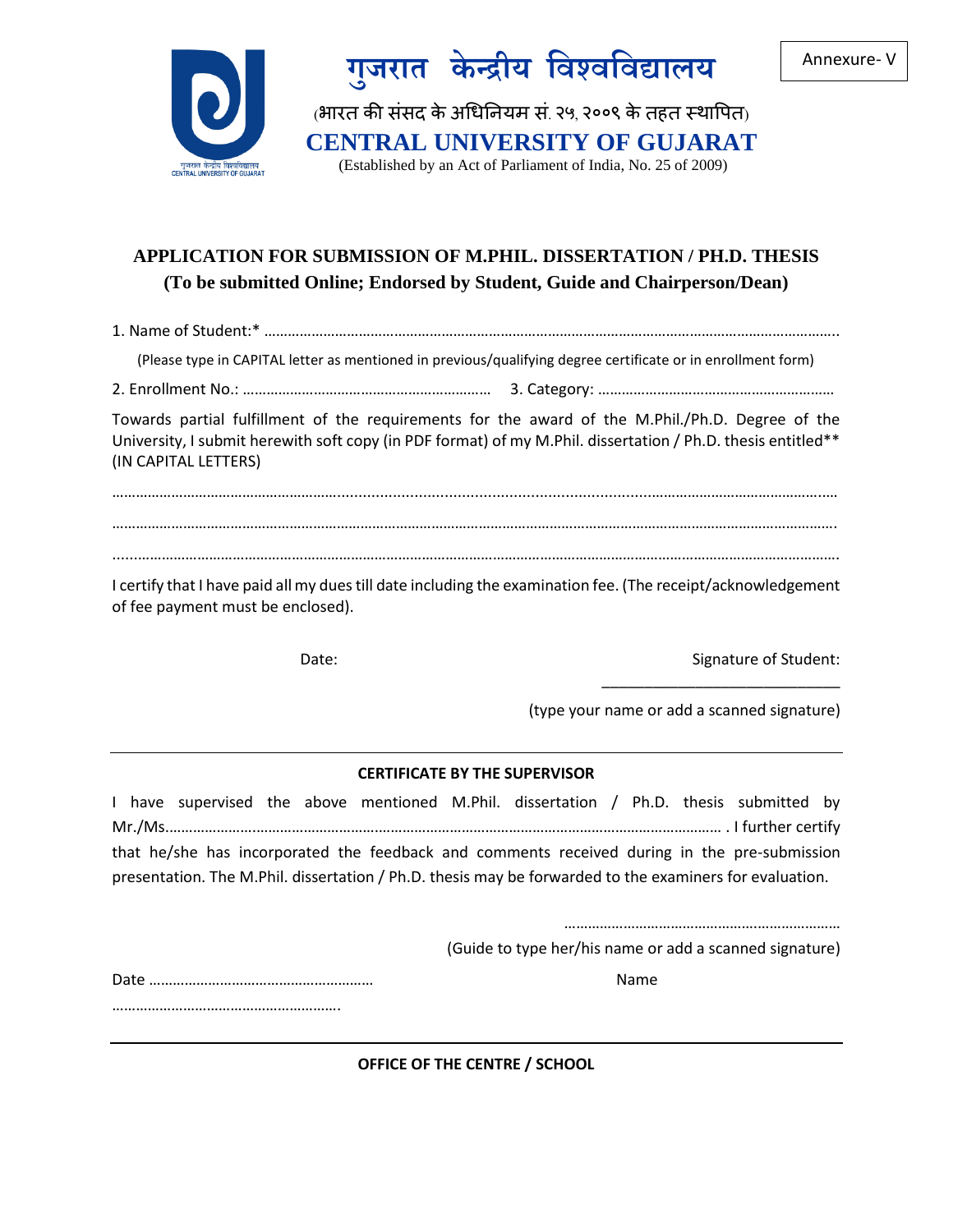Annexure- V

# गुजरात केन्द्रीय विश्वविद्यालय

(भारत की संसद के अधिनियम सं. २५, २००९ के तहत स्थापित)

# CENTRAL UNIVERSITY OF GUJARAT

(Established by an Act of Parliament of India, No. 25 of 2009)

## APPLICATION FOR SUBMISSION OF M.PHIL. DISSERTATION / PH.D. THESIS
**(To be submitted Online; Endorsed by Student, Guide and Chairperson/Dean)**

1. Name of Student:* ………………………………………………………………………………………………………………………………..

(Please type in CAPITAL letter as mentioned in previous/qualifying degree certificate or in enrollment form)

2. Enrollment No.: ……………………………………………………… 3. Category: ……………………………………………………

Towards partial fulfillment of the requirements for the award of the M.Phil./Ph.D. Degree of the University, I submit herewith soft copy (in PDF format) of my M.Phil. dissertation / Ph.D. thesis entitled** (IN CAPITAL LETTERS)

……………………………………………………………………………………………………………………………………………………………

……………………………………………………………………………………………………………………………………………………………

……………………………………………………………………………………………………………………………………………………………

I certify that I have paid all my dues till date including the examination fee. (The receipt/acknowledgement of fee payment must be enclosed).

Date: Signature of Student:

\_\_\_\_\_\_\_\_\_\_\_\_\_\_\_\_\_\_\_\_\_\_\_\_\_\_\_\_

(type your name or add a scanned signature)

---

**CERTIFICATE BY THE SUPERVISOR**

I have supervised the above mentioned M.Phil. dissertation / Ph.D. thesis submitted by Mr./Ms.……………………………………………………………………………………………………………………… . I further certify that he/she has incorporated the feedback and comments received during in the pre-submission presentation. The M.Phil. dissertation / Ph.D. thesis may be forwarded to the examiners for evaluation.

……………………………………………………………

(Guide to type her/his name or add a scanned signature)

Date ………………………………………………… Name

…………………………………………………..

---

**OFFICE OF THE CENTRE / SCHOOL**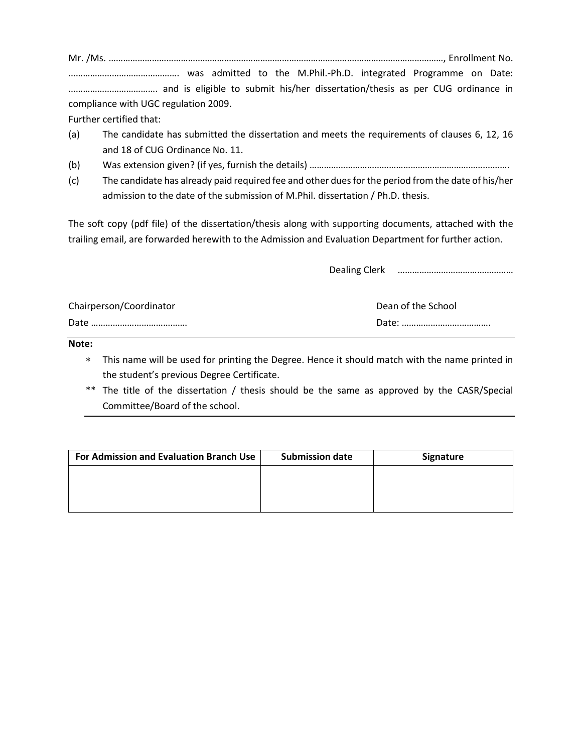Mr. /Ms. ……………………………………………………………………………………………………………………………, Enrollment No. ………………………………………. was admitted to the M.Phil.-Ph.D. integrated Programme on Date: ………………………………. and is eligible to submit his/her dissertation/thesis as per CUG ordinance in compliance with UGC regulation 2009.

Further certified that:

(a) The candidate has submitted the dissertation and meets the requirements of clauses 6, 12, 16 and 18 of CUG Ordinance No. 11.

(b) Was extension given? (if yes, furnish the details) ……………………………………………………………………….

(c) The candidate has already paid required fee and other dues for the period from the date of his/her admission to the date of the submission of M.Phil. dissertation / Ph.D. thesis.

The soft copy (pdf file) of the dissertation/thesis along with supporting documents, attached with the trailing email, are forwarded herewith to the Admission and Evaluation Department for further action.

Dealing Clerk ………………………………………..

Chairperson/Coordinator
Date …………………………………

Dean of the School
Date: ……………………………….

**Note:**

- * This name will be used for printing the Degree. Hence it should match with the name printed in the student's previous Degree Certificate.
- ** The title of the dissertation / thesis should be the same as approved by the CASR/Special Committee/Board of the school.

| For Admission and Evaluation Branch Use | Submission date | Signature |
|---|---|---|
| | | |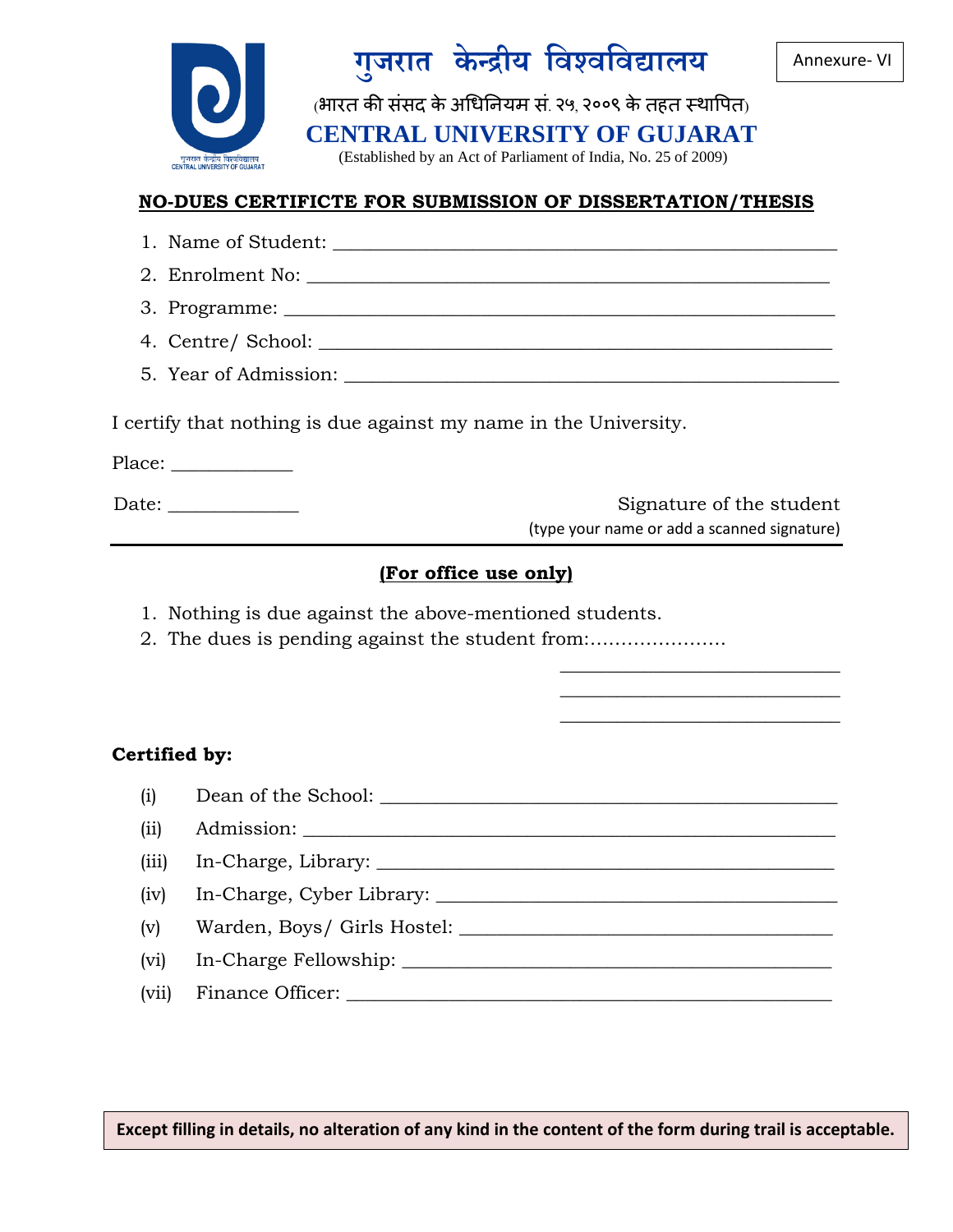Annexure- VI

# गुजरात केन्द्रीय विश्वविद्यालय

(भारत की संसद के अधिनियम सं. २५, २००९ के तहत स्थापित)

# CENTRAL UNIVERSITY OF GUJARAT

(Established by an Act of Parliament of India, No. 25 of 2009)

## NO-DUES CERTIFICTE FOR SUBMISSION OF DISSERTATION/THESIS

1. Name of Student: ____________________________________________________
2. Enrolment No: ______________________________________________________
3. Programme: ________________________________________________________
4. Centre/ School: _____________________________________________________
5. Year of Admission: ___________________________________________________

I certify that nothing is due against my name in the University.

Place: ____________

Date: _____________

Signature of the student
(type your name or add a scanned signature)

---

**(For office use only)**

1. Nothing is due against the above-mentioned students.
2. The dues is pending against the student from:………………….

____________________________
____________________________
____________________________

**Certified by:**

(i) Dean of the School: _______________________________________________

(ii) Admission: _____________________________________________________

(iii) In-Charge, Library: _______________________________________________

(iv) In-Charge, Cyber Library: __________________________________________

(v) Warden, Boys/ Girls Hostel: _________________________________________

(vi) In-Charge Fellowship: _____________________________________________

(vii) Finance Officer: _________________________________________________

**Except filling in details, no alteration of any kind in the content of the form during trail is acceptable.**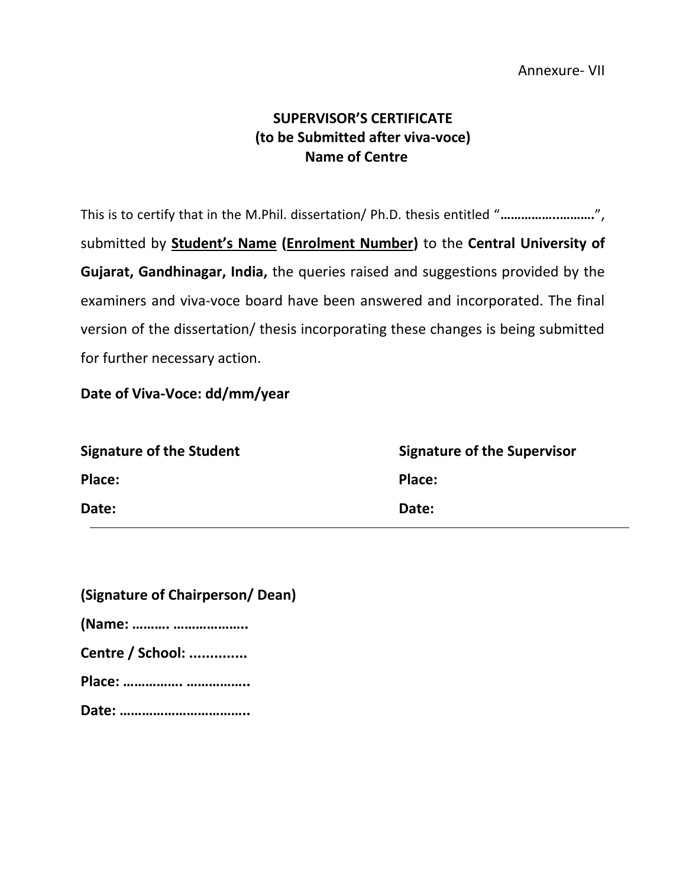Annexure- VII

## SUPERVISOR'S CERTIFICATE
## (to be Submitted after viva-voce)
## Name of Centre

This is to certify that in the M.Phil. dissertation/ Ph.D. thesis entitled "**……………..………**", submitted by **<u>Student's Name</u> (<u>Enrolment Number</u>)** to the **Central University of Gujarat, Gandhinagar, India,** the queries raised and suggestions provided by the examiners and viva-voce board have been answered and incorporated. The final version of the dissertation/ thesis incorporating these changes is being submitted for further necessary action.

**Date of Viva-Voce: dd/mm/year**

| | |
|---|---|
| **Signature of the Student** | **Signature of the Supervisor** |
| **Place:** | **Place:** |
| **Date:** | **Date:** |

---

**(Signature of Chairperson/ Dean)**

**(Name: ………. ……………….**

**Centre / School: ..............**

**Place: ……………. ……………..**

**Date: ……………………………..**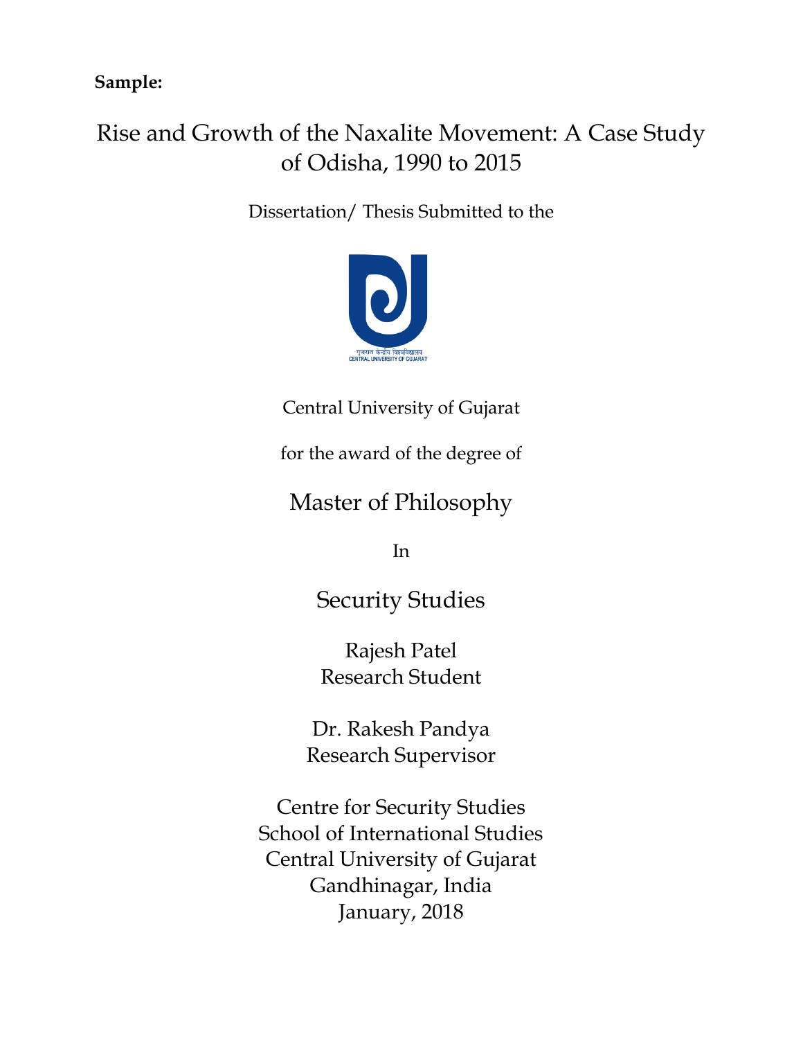**Sample:**

# Rise and Growth of the Naxalite Movement: A Case Study of Odisha, 1990 to 2015

Dissertation/ Thesis Submitted to the

गुजरात केन्द्रीय विश्वविद्यालय
CENTRAL UNIVERSITY OF GUJARAT

Central University of Gujarat

for the award of the degree of

## Master of Philosophy

In

## Security Studies

Rajesh Patel
Research Student

Dr. Rakesh Pandya
Research Supervisor

Centre for Security Studies
School of International Studies
Central University of Gujarat
Gandhinagar, India
January, 2018